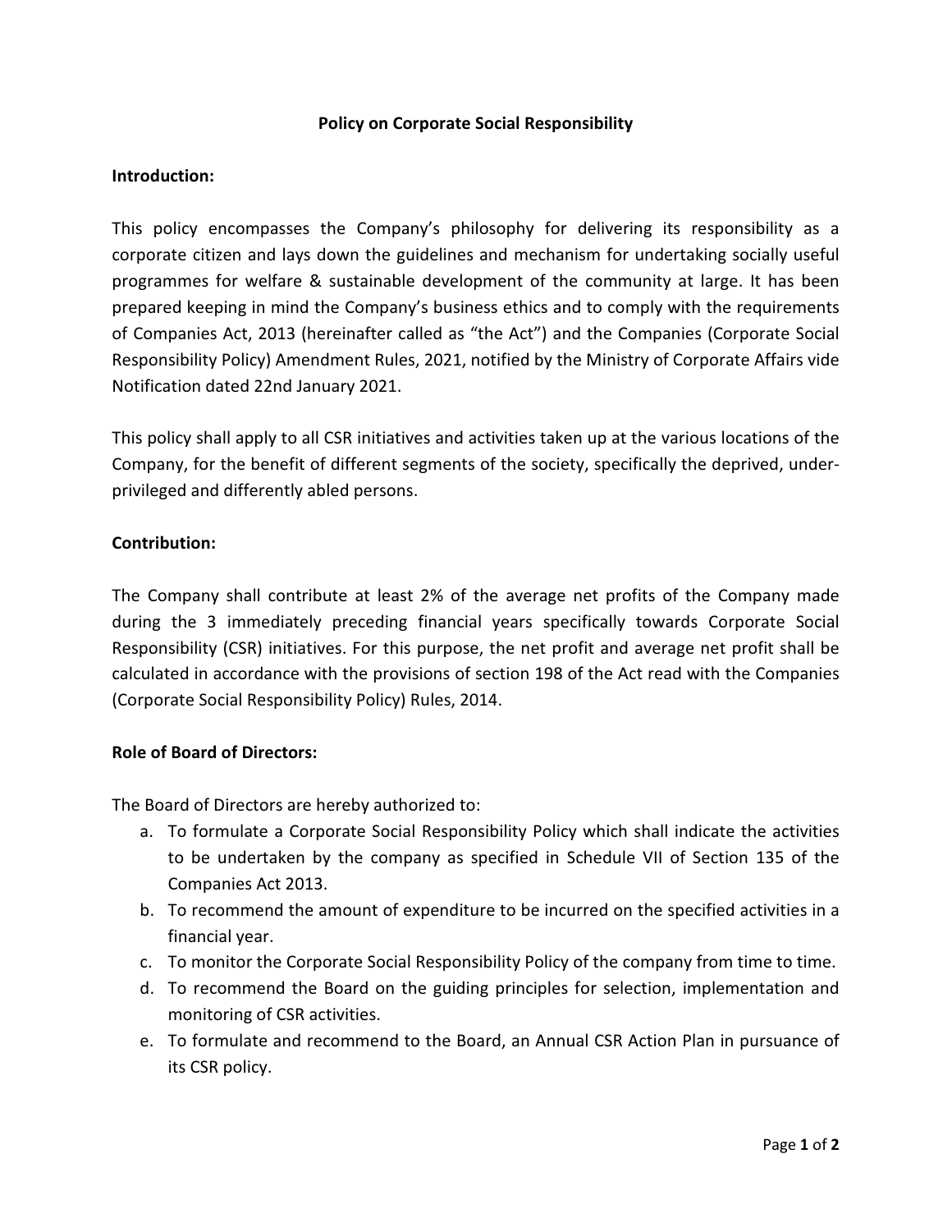# Policy on Corporate Social Responsibility

**Introduction:**

This policy encompasses the Company's philosophy for delivering its responsibility as a corporate citizen and lays down the guidelines and mechanism for undertaking socially useful programmes for welfare & sustainable development of the community at large. It has been prepared keeping in mind the Company's business ethics and to comply with the requirements of Companies Act, 2013 (hereinafter called as "the Act") and the Companies (Corporate Social Responsibility Policy) Amendment Rules, 2021, notified by the Ministry of Corporate Affairs vide Notification dated 22nd January 2021.

This policy shall apply to all CSR initiatives and activities taken up at the various locations of the Company, for the benefit of different segments of the society, specifically the deprived, under-privileged and differently abled persons.

**Contribution:**

The Company shall contribute at least 2% of the average net profits of the Company made during the 3 immediately preceding financial years specifically towards Corporate Social Responsibility (CSR) initiatives. For this purpose, the net profit and average net profit shall be calculated in accordance with the provisions of section 198 of the Act read with the Companies (Corporate Social Responsibility Policy) Rules, 2014.

**Role of Board of Directors:**

The Board of Directors are hereby authorized to:

a. To formulate a Corporate Social Responsibility Policy which shall indicate the activities to be undertaken by the company as specified in Schedule VII of Section 135 of the Companies Act 2013.
b. To recommend the amount of expenditure to be incurred on the specified activities in a financial year.
c. To monitor the Corporate Social Responsibility Policy of the company from time to time.
d. To recommend the Board on the guiding principles for selection, implementation and monitoring of CSR activities.
e. To formulate and recommend to the Board, an Annual CSR Action Plan in pursuance of its CSR policy.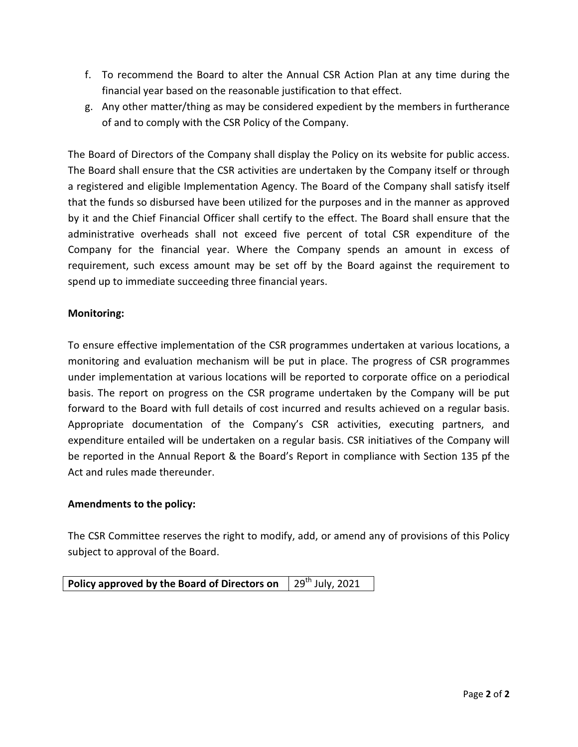f. To recommend the Board to alter the Annual CSR Action Plan at any time during the financial year based on the reasonable justification to that effect.
g. Any other matter/thing as may be considered expedient by the members in furtherance of and to comply with the CSR Policy of the Company.

The Board of Directors of the Company shall display the Policy on its website for public access. The Board shall ensure that the CSR activities are undertaken by the Company itself or through a registered and eligible Implementation Agency. The Board of the Company shall satisfy itself that the funds so disbursed have been utilized for the purposes and in the manner as approved by it and the Chief Financial Officer shall certify to the effect. The Board shall ensure that the administrative overheads shall not exceed five percent of total CSR expenditure of the Company for the financial year. Where the Company spends an amount in excess of requirement, such excess amount may be set off by the Board against the requirement to spend up to immediate succeeding three financial years.

**Monitoring:**

To ensure effective implementation of the CSR programmes undertaken at various locations, a monitoring and evaluation mechanism will be put in place. The progress of CSR programmes under implementation at various locations will be reported to corporate office on a periodical basis. The report on progress on the CSR programe undertaken by the Company will be put forward to the Board with full details of cost incurred and results achieved on a regular basis. Appropriate documentation of the Company's CSR activities, executing partners, and expenditure entailed will be undertaken on a regular basis. CSR initiatives of the Company will be reported in the Annual Report & the Board's Report in compliance with Section 135 pf the Act and rules made thereunder.

**Amendments to the policy:**

The CSR Committee reserves the right to modify, add, or amend any of provisions of this Policy subject to approval of the Board.

| | |
|---|---|
| **Policy approved by the Board of Directors on** | 29th July, 2021 |